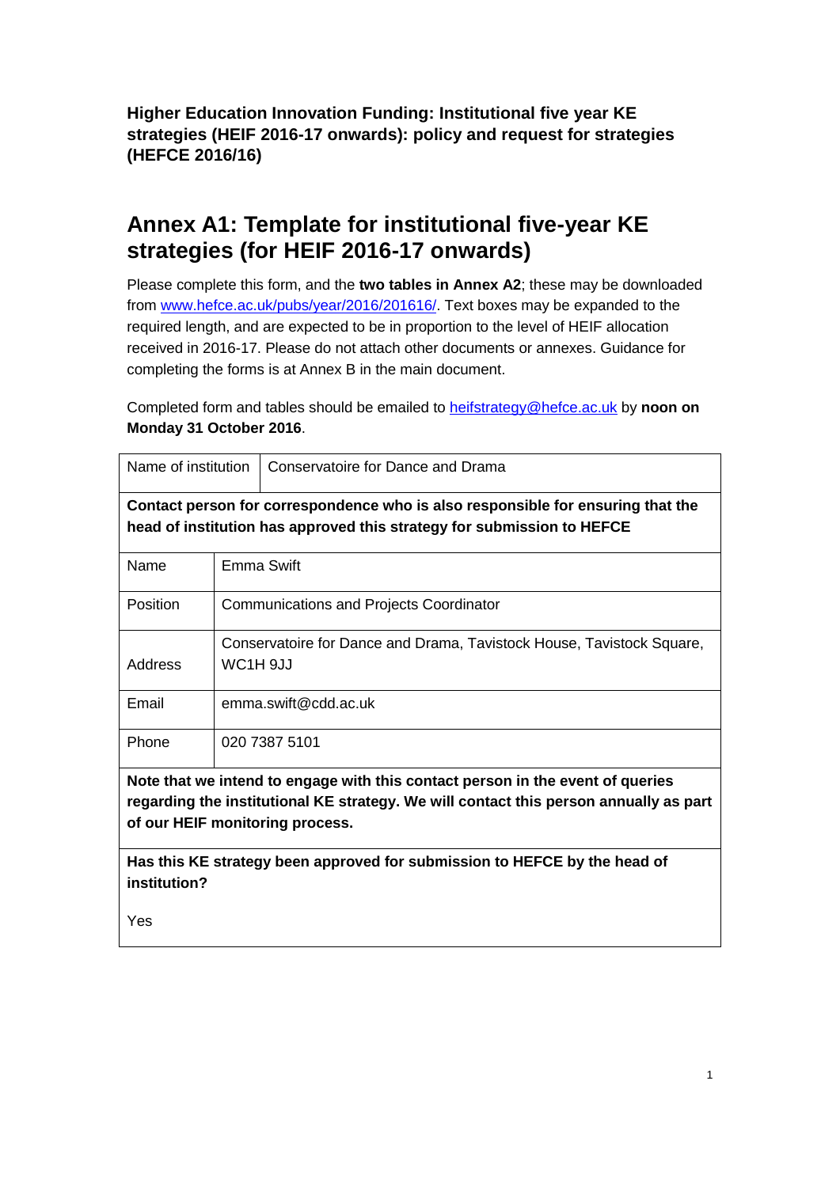**Higher Education Innovation Funding: Institutional five year KE strategies (HEIF 2016-17 onwards): policy and request for strategies (HEFCE 2016/16)**

# Annex A1: Template for institutional five-year KE strategies (for HEIF 2016-17 onwards)

Please complete this form, and the **two tables in Annex A2**; these may be downloaded from [www.hefce.ac.uk/pubs/year/2016/201616/](www.hefce.ac.uk/pubs/year/2016/201616/). Text boxes may be expanded to the required length, and are expected to be in proportion to the level of HEIF allocation received in 2016-17. Please do not attach other documents or annexes. Guidance for completing the forms is at Annex B in the main document.

Completed form and tables should be emailed to [heifstrategy@hefce.ac.uk](mailto:heifstrategy@hefce.ac.uk) by **noon on Monday 31 October 2016**.

| Name of institution | Conservatoire for Dance and Drama |
|---|---|
| **Contact person for correspondence who is also responsible for ensuring that the head of institution has approved this strategy for submission to HEFCE** | |
| Name | Emma Swift |
| Position | Communications and Projects Coordinator |
| Address | Conservatoire for Dance and Drama, Tavistock House, Tavistock Square, WC1H 9JJ |
| Email | emma.swift@cdd.ac.uk |
| Phone | 020 7387 5101 |
| **Note that we intend to engage with this contact person in the event of queries regarding the institutional KE strategy. We will contact this person annually as part of our HEIF monitoring process.** | |
| **Has this KE strategy been approved for submission to HEFCE by the head of institution?** Yes | |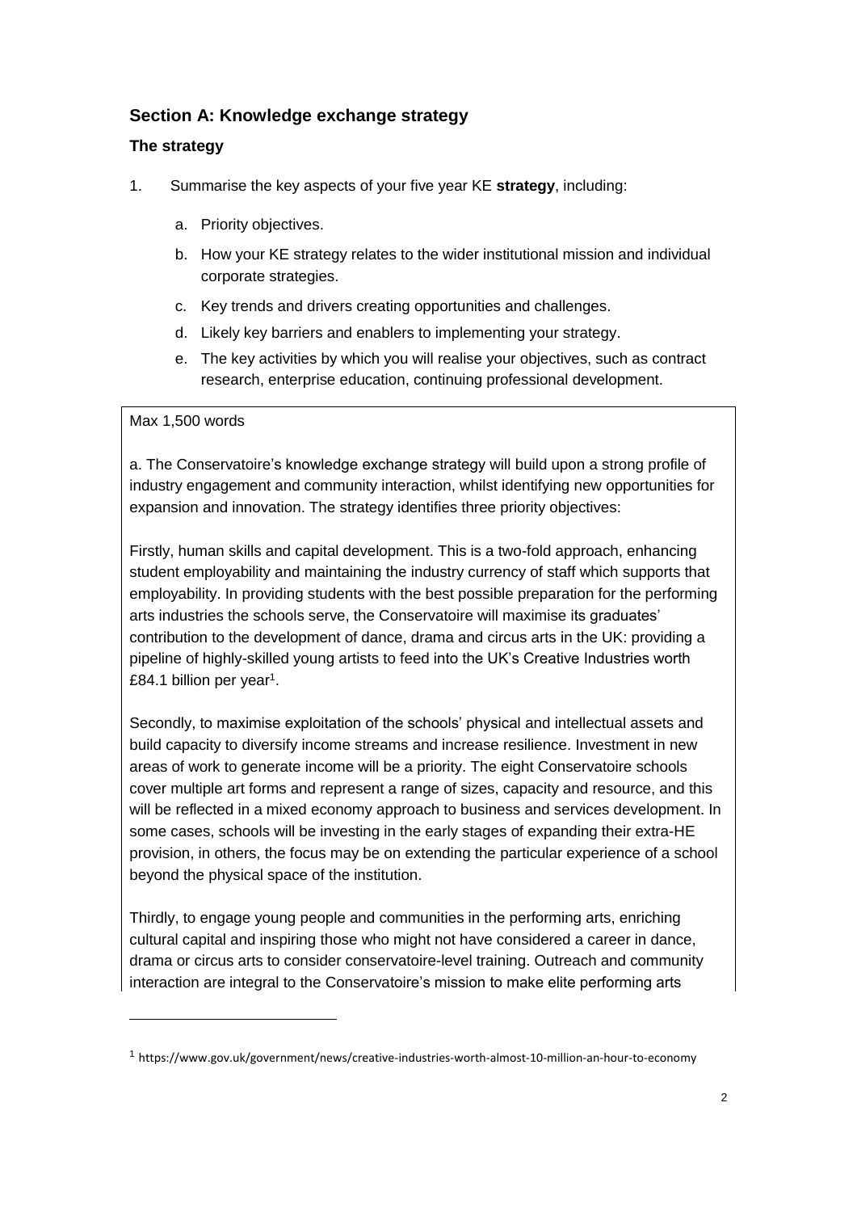## Section A: Knowledge exchange strategy

### The strategy

1. Summarise the key aspects of your five year KE **strategy**, including:

   a. Priority objectives.

   b. How your KE strategy relates to the wider institutional mission and individual corporate strategies.

   c. Key trends and drivers creating opportunities and challenges.

   d. Likely key barriers and enablers to implementing your strategy.

   e. The key activities by which you will realise your objectives, such as contract research, enterprise education, continuing professional development.

Max 1,500 words

a. The Conservatoire's knowledge exchange strategy will build upon a strong profile of industry engagement and community interaction, whilst identifying new opportunities for expansion and innovation. The strategy identifies three priority objectives:

Firstly, human skills and capital development. This is a two-fold approach, enhancing student employability and maintaining the industry currency of staff which supports that employability. In providing students with the best possible preparation for the performing arts industries the schools serve, the Conservatoire will maximise its graduates' contribution to the development of dance, drama and circus arts in the UK: providing a pipeline of highly-skilled young artists to feed into the UK's Creative Industries worth £84.1 billion per year[1].

Secondly, to maximise exploitation of the schools' physical and intellectual assets and build capacity to diversify income streams and increase resilience. Investment in new areas of work to generate income will be a priority. The eight Conservatoire schools cover multiple art forms and represent a range of sizes, capacity and resource, and this will be reflected in a mixed economy approach to business and services development. In some cases, schools will be investing in the early stages of expanding their extra-HE provision, in others, the focus may be on extending the particular experience of a school beyond the physical space of the institution.

Thirdly, to engage young people and communities in the performing arts, enriching cultural capital and inspiring those who might not have considered a career in dance, drama or circus arts to consider conservatoire-level training. Outreach and community interaction are integral to the Conservatoire's mission to make elite performing arts

[1] https://www.gov.uk/government/news/creative-industries-worth-almost-10-million-an-hour-to-economy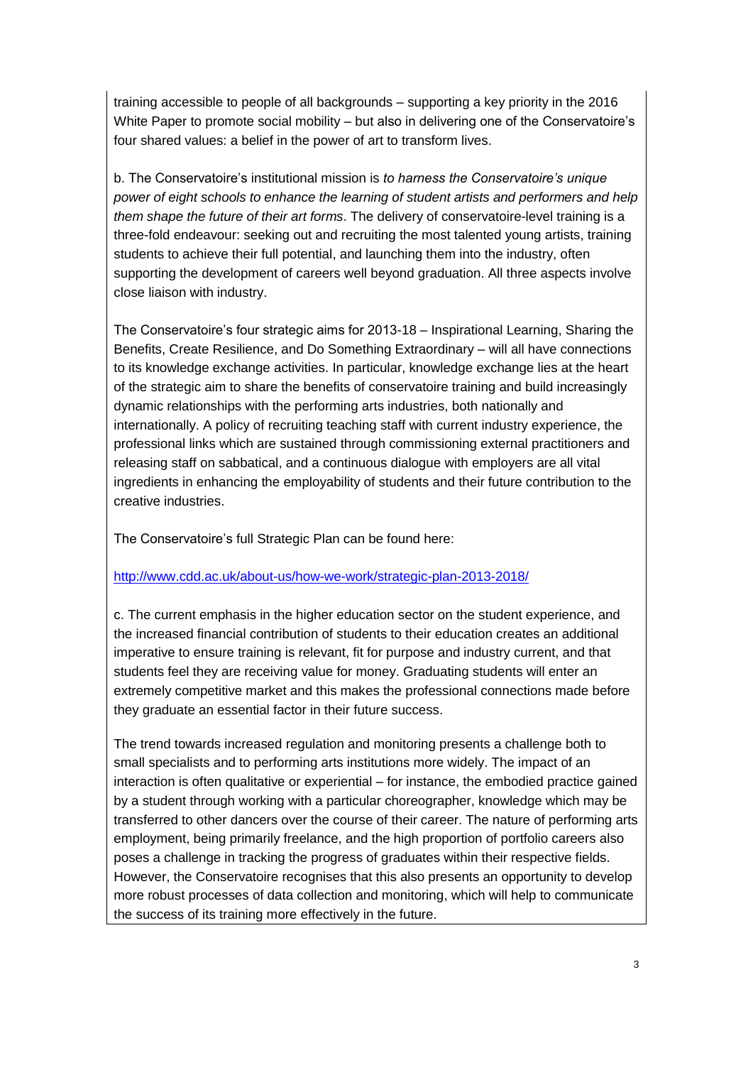training accessible to people of all backgrounds – supporting a key priority in the 2016 White Paper to promote social mobility – but also in delivering one of the Conservatoire's four shared values: a belief in the power of art to transform lives.

b. The Conservatoire's institutional mission is *to harness the Conservatoire's unique power of eight schools to enhance the learning of student artists and performers and help them shape the future of their art forms*. The delivery of conservatoire-level training is a three-fold endeavour: seeking out and recruiting the most talented young artists, training students to achieve their full potential, and launching them into the industry, often supporting the development of careers well beyond graduation. All three aspects involve close liaison with industry.

The Conservatoire's four strategic aims for 2013-18 – Inspirational Learning, Sharing the Benefits, Create Resilience, and Do Something Extraordinary – will all have connections to its knowledge exchange activities. In particular, knowledge exchange lies at the heart of the strategic aim to share the benefits of conservatoire training and build increasingly dynamic relationships with the performing arts industries, both nationally and internationally. A policy of recruiting teaching staff with current industry experience, the professional links which are sustained through commissioning external practitioners and releasing staff on sabbatical, and a continuous dialogue with employers are all vital ingredients in enhancing the employability of students and their future contribution to the creative industries.

The Conservatoire's full Strategic Plan can be found here:

http://www.cdd.ac.uk/about-us/how-we-work/strategic-plan-2013-2018/

c. The current emphasis in the higher education sector on the student experience, and the increased financial contribution of students to their education creates an additional imperative to ensure training is relevant, fit for purpose and industry current, and that students feel they are receiving value for money. Graduating students will enter an extremely competitive market and this makes the professional connections made before they graduate an essential factor in their future success.

The trend towards increased regulation and monitoring presents a challenge both to small specialists and to performing arts institutions more widely. The impact of an interaction is often qualitative or experiential – for instance, the embodied practice gained by a student through working with a particular choreographer, knowledge which may be transferred to other dancers over the course of their career. The nature of performing arts employment, being primarily freelance, and the high proportion of portfolio careers also poses a challenge in tracking the progress of graduates within their respective fields. However, the Conservatoire recognises that this also presents an opportunity to develop more robust processes of data collection and monitoring, which will help to communicate the success of its training more effectively in the future.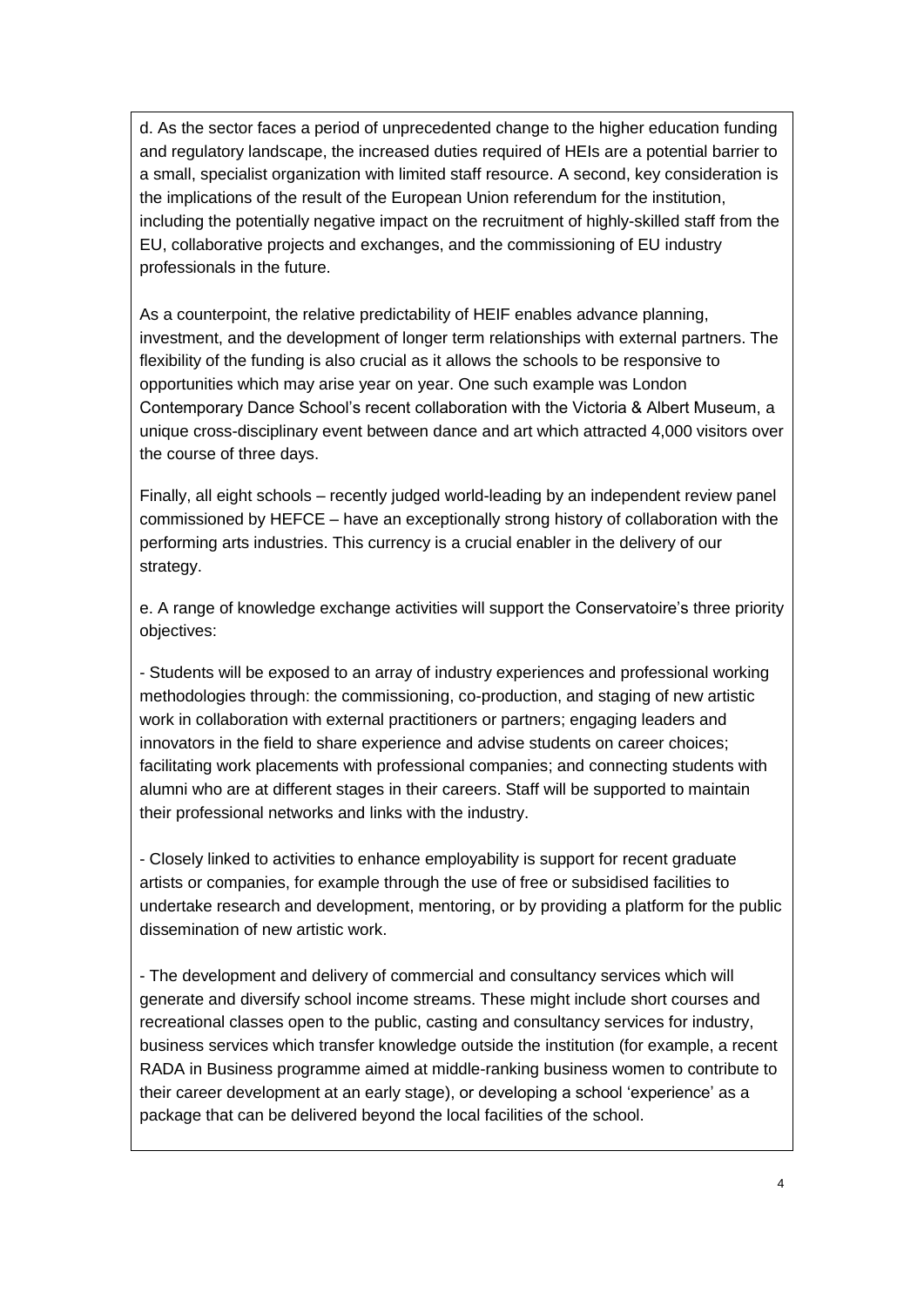d. As the sector faces a period of unprecedented change to the higher education funding and regulatory landscape, the increased duties required of HEIs are a potential barrier to a small, specialist organization with limited staff resource. A second, key consideration is the implications of the result of the European Union referendum for the institution, including the potentially negative impact on the recruitment of highly-skilled staff from the EU, collaborative projects and exchanges, and the commissioning of EU industry professionals in the future.

As a counterpoint, the relative predictability of HEIF enables advance planning, investment, and the development of longer term relationships with external partners. The flexibility of the funding is also crucial as it allows the schools to be responsive to opportunities which may arise year on year. One such example was London Contemporary Dance School's recent collaboration with the Victoria & Albert Museum, a unique cross-disciplinary event between dance and art which attracted 4,000 visitors over the course of three days.

Finally, all eight schools – recently judged world-leading by an independent review panel commissioned by HEFCE – have an exceptionally strong history of collaboration with the performing arts industries. This currency is a crucial enabler in the delivery of our strategy.

e. A range of knowledge exchange activities will support the Conservatoire's three priority objectives:

- Students will be exposed to an array of industry experiences and professional working methodologies through: the commissioning, co-production, and staging of new artistic work in collaboration with external practitioners or partners; engaging leaders and innovators in the field to share experience and advise students on career choices; facilitating work placements with professional companies; and connecting students with alumni who are at different stages in their careers. Staff will be supported to maintain their professional networks and links with the industry.

- Closely linked to activities to enhance employability is support for recent graduate artists or companies, for example through the use of free or subsidised facilities to undertake research and development, mentoring, or by providing a platform for the public dissemination of new artistic work.

- The development and delivery of commercial and consultancy services which will generate and diversify school income streams. These might include short courses and recreational classes open to the public, casting and consultancy services for industry, business services which transfer knowledge outside the institution (for example, a recent RADA in Business programme aimed at middle-ranking business women to contribute to their career development at an early stage), or developing a school 'experience' as a package that can be delivered beyond the local facilities of the school.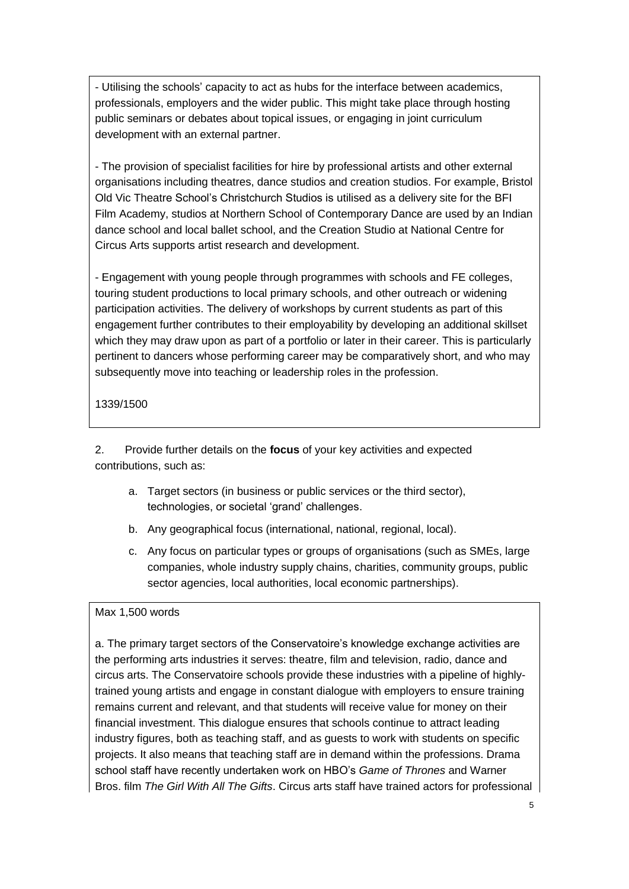- Utilising the schools' capacity to act as hubs for the interface between academics, professionals, employers and the wider public. This might take place through hosting public seminars or debates about topical issues, or engaging in joint curriculum development with an external partner.

- The provision of specialist facilities for hire by professional artists and other external organisations including theatres, dance studios and creation studios. For example, Bristol Old Vic Theatre School's Christchurch Studios is utilised as a delivery site for the BFI Film Academy, studios at Northern School of Contemporary Dance are used by an Indian dance school and local ballet school, and the Creation Studio at National Centre for Circus Arts supports artist research and development.

- Engagement with young people through programmes with schools and FE colleges, touring student productions to local primary schools, and other outreach or widening participation activities. The delivery of workshops by current students as part of this engagement further contributes to their employability by developing an additional skillset which they may draw upon as part of a portfolio or later in their career. This is particularly pertinent to dancers whose performing career may be comparatively short, and who may subsequently move into teaching or leadership roles in the profession.

1339/1500

2. Provide further details on the **focus** of your key activities and expected contributions, such as:

   a. Target sectors (in business or public services or the third sector), technologies, or societal 'grand' challenges.

   b. Any geographical focus (international, national, regional, local).

   c. Any focus on particular types or groups of organisations (such as SMEs, large companies, whole industry supply chains, charities, community groups, public sector agencies, local authorities, local economic partnerships).

Max 1,500 words

a. The primary target sectors of the Conservatoire's knowledge exchange activities are the performing arts industries it serves: theatre, film and television, radio, dance and circus arts. The Conservatoire schools provide these industries with a pipeline of highly-trained young artists and engage in constant dialogue with employers to ensure training remains current and relevant, and that students will receive value for money on their financial investment. This dialogue ensures that schools continue to attract leading industry figures, both as teaching staff, and as guests to work with students on specific projects. It also means that teaching staff are in demand within the professions. Drama school staff have recently undertaken work on HBO's *Game of Thrones* and Warner Bros. film *The Girl With All The Gifts*. Circus arts staff have trained actors for professional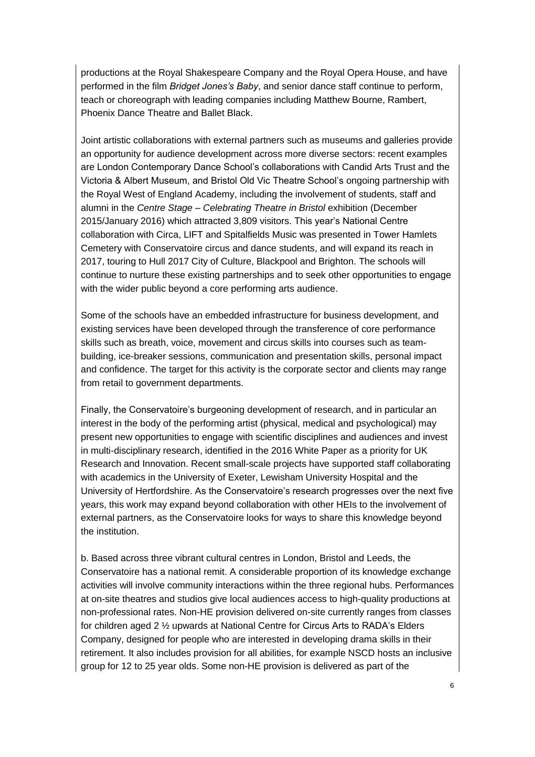productions at the Royal Shakespeare Company and the Royal Opera House, and have performed in the film *Bridget Jones's Baby*, and senior dance staff continue to perform, teach or choreograph with leading companies including Matthew Bourne, Rambert, Phoenix Dance Theatre and Ballet Black.

Joint artistic collaborations with external partners such as museums and galleries provide an opportunity for audience development across more diverse sectors: recent examples are London Contemporary Dance School's collaborations with Candid Arts Trust and the Victoria & Albert Museum, and Bristol Old Vic Theatre School's ongoing partnership with the Royal West of England Academy, including the involvement of students, staff and alumni in the *Centre Stage – Celebrating Theatre in Bristol* exhibition (December 2015/January 2016) which attracted 3,809 visitors. This year's National Centre collaboration with Circa, LIFT and Spitalfields Music was presented in Tower Hamlets Cemetery with Conservatoire circus and dance students, and will expand its reach in 2017, touring to Hull 2017 City of Culture, Blackpool and Brighton. The schools will continue to nurture these existing partnerships and to seek other opportunities to engage with the wider public beyond a core performing arts audience.

Some of the schools have an embedded infrastructure for business development, and existing services have been developed through the transference of core performance skills such as breath, voice, movement and circus skills into courses such as team-building, ice-breaker sessions, communication and presentation skills, personal impact and confidence. The target for this activity is the corporate sector and clients may range from retail to government departments.

Finally, the Conservatoire's burgeoning development of research, and in particular an interest in the body of the performing artist (physical, medical and psychological) may present new opportunities to engage with scientific disciplines and audiences and invest in multi-disciplinary research, identified in the 2016 White Paper as a priority for UK Research and Innovation. Recent small-scale projects have supported staff collaborating with academics in the University of Exeter, Lewisham University Hospital and the University of Hertfordshire. As the Conservatoire's research progresses over the next five years, this work may expand beyond collaboration with other HEIs to the involvement of external partners, as the Conservatoire looks for ways to share this knowledge beyond the institution.

b. Based across three vibrant cultural centres in London, Bristol and Leeds, the Conservatoire has a national remit. A considerable proportion of its knowledge exchange activities will involve community interactions within the three regional hubs. Performances at on-site theatres and studios give local audiences access to high-quality productions at non-professional rates. Non-HE provision delivered on-site currently ranges from classes for children aged 2 ½ upwards at National Centre for Circus Arts to RADA's Elders Company, designed for people who are interested in developing drama skills in their retirement. It also includes provision for all abilities, for example NSCD hosts an inclusive group for 12 to 25 year olds. Some non-HE provision is delivered as part of the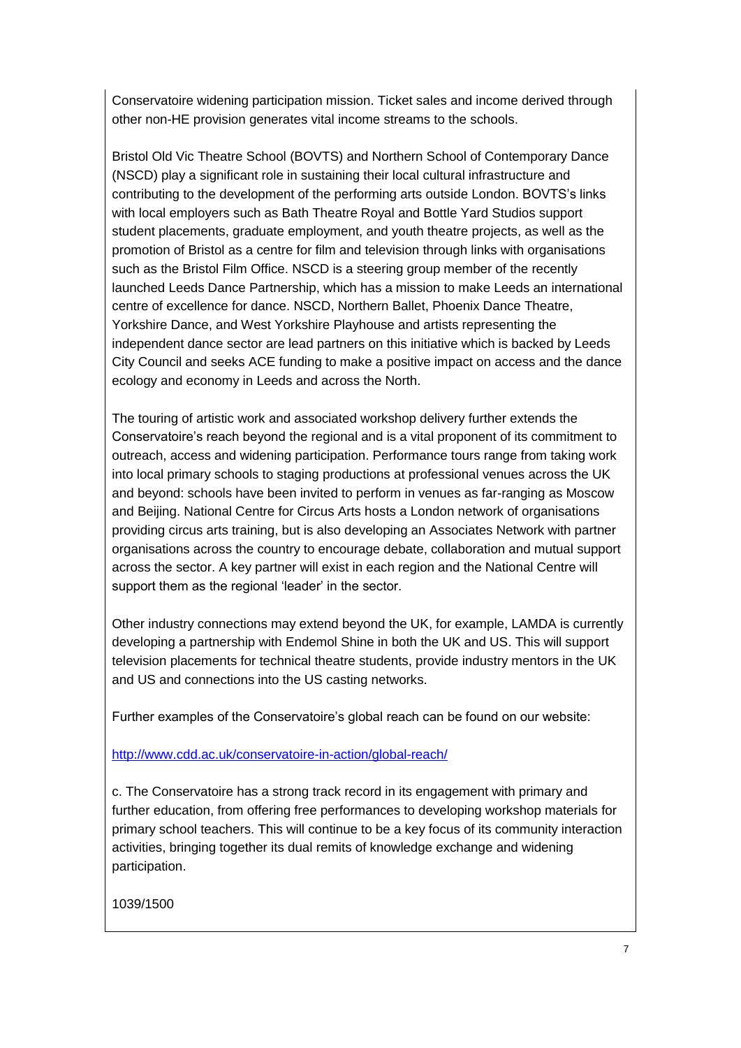Conservatoire widening participation mission. Ticket sales and income derived through other non-HE provision generates vital income streams to the schools.

Bristol Old Vic Theatre School (BOVTS) and Northern School of Contemporary Dance (NSCD) play a significant role in sustaining their local cultural infrastructure and contributing to the development of the performing arts outside London. BOVTS's links with local employers such as Bath Theatre Royal and Bottle Yard Studios support student placements, graduate employment, and youth theatre projects, as well as the promotion of Bristol as a centre for film and television through links with organisations such as the Bristol Film Office. NSCD is a steering group member of the recently launched Leeds Dance Partnership, which has a mission to make Leeds an international centre of excellence for dance. NSCD, Northern Ballet, Phoenix Dance Theatre, Yorkshire Dance, and West Yorkshire Playhouse and artists representing the independent dance sector are lead partners on this initiative which is backed by Leeds City Council and seeks ACE funding to make a positive impact on access and the dance ecology and economy in Leeds and across the North.

The touring of artistic work and associated workshop delivery further extends the Conservatoire's reach beyond the regional and is a vital proponent of its commitment to outreach, access and widening participation. Performance tours range from taking work into local primary schools to staging productions at professional venues across the UK and beyond: schools have been invited to perform in venues as far-ranging as Moscow and Beijing. National Centre for Circus Arts hosts a London network of organisations providing circus arts training, but is also developing an Associates Network with partner organisations across the country to encourage debate, collaboration and mutual support across the sector. A key partner will exist in each region and the National Centre will support them as the regional 'leader' in the sector.

Other industry connections may extend beyond the UK, for example, LAMDA is currently developing a partnership with Endemol Shine in both the UK and US. This will support television placements for technical theatre students, provide industry mentors in the UK and US and connections into the US casting networks.

Further examples of the Conservatoire's global reach can be found on our website:

http://www.cdd.ac.uk/conservatoire-in-action/global-reach/

c. The Conservatoire has a strong track record in its engagement with primary and further education, from offering free performances to developing workshop materials for primary school teachers. This will continue to be a key focus of its community interaction activities, bringing together its dual remits of knowledge exchange and widening participation.

1039/1500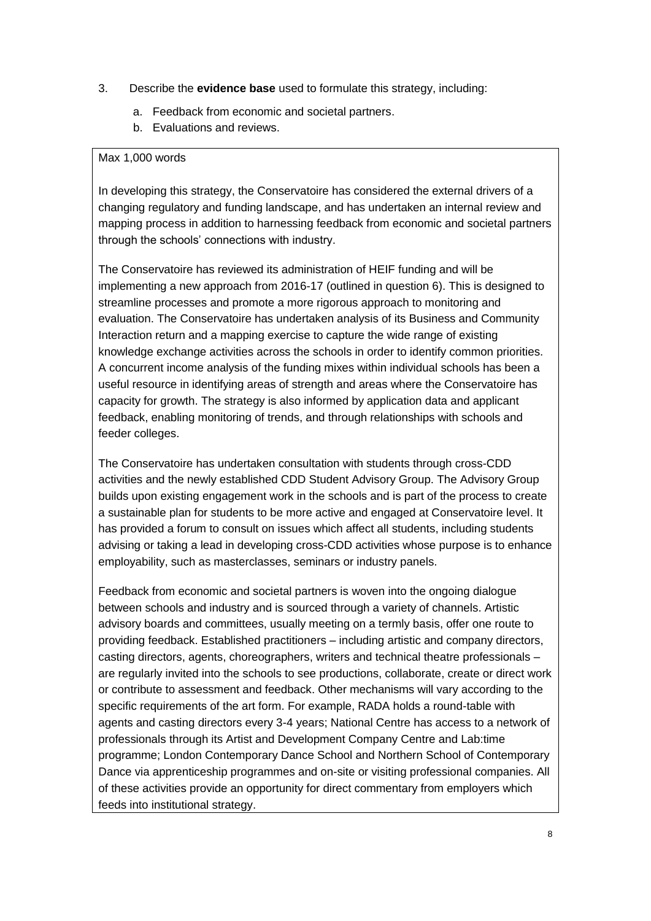3. Describe the **evidence base** used to formulate this strategy, including:

   a. Feedback from economic and societal partners.

   b. Evaluations and reviews.

Max 1,000 words

In developing this strategy, the Conservatoire has considered the external drivers of a changing regulatory and funding landscape, and has undertaken an internal review and mapping process in addition to harnessing feedback from economic and societal partners through the schools' connections with industry.

The Conservatoire has reviewed its administration of HEIF funding and will be implementing a new approach from 2016-17 (outlined in question 6). This is designed to streamline processes and promote a more rigorous approach to monitoring and evaluation. The Conservatoire has undertaken analysis of its Business and Community Interaction return and a mapping exercise to capture the wide range of existing knowledge exchange activities across the schools in order to identify common priorities. A concurrent income analysis of the funding mixes within individual schools has been a useful resource in identifying areas of strength and areas where the Conservatoire has capacity for growth. The strategy is also informed by application data and applicant feedback, enabling monitoring of trends, and through relationships with schools and feeder colleges.

The Conservatoire has undertaken consultation with students through cross-CDD activities and the newly established CDD Student Advisory Group. The Advisory Group builds upon existing engagement work in the schools and is part of the process to create a sustainable plan for students to be more active and engaged at Conservatoire level. It has provided a forum to consult on issues which affect all students, including students advising or taking a lead in developing cross-CDD activities whose purpose is to enhance employability, such as masterclasses, seminars or industry panels.

Feedback from economic and societal partners is woven into the ongoing dialogue between schools and industry and is sourced through a variety of channels. Artistic advisory boards and committees, usually meeting on a termly basis, offer one route to providing feedback. Established practitioners – including artistic and company directors, casting directors, agents, choreographers, writers and technical theatre professionals – are regularly invited into the schools to see productions, collaborate, create or direct work or contribute to assessment and feedback. Other mechanisms will vary according to the specific requirements of the art form. For example, RADA holds a round-table with agents and casting directors every 3-4 years; National Centre has access to a network of professionals through its Artist and Development Company Centre and Lab:time programme; London Contemporary Dance School and Northern School of Contemporary Dance via apprenticeship programmes and on-site or visiting professional companies. All of these activities provide an opportunity for direct commentary from employers which feeds into institutional strategy.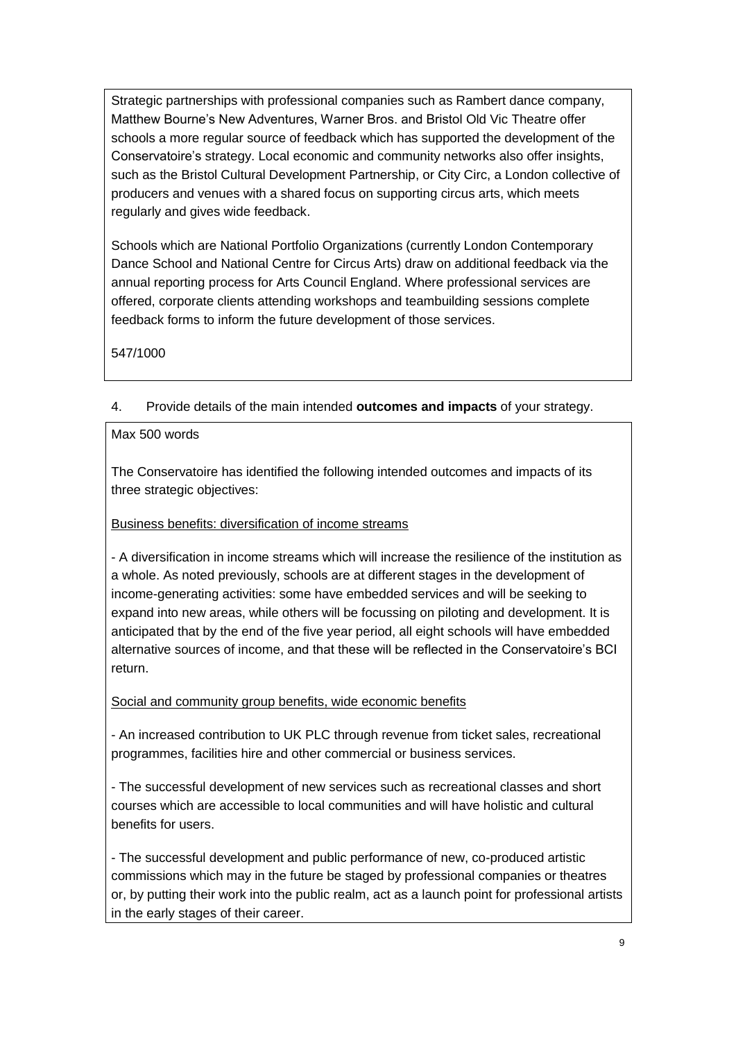Strategic partnerships with professional companies such as Rambert dance company, Matthew Bourne's New Adventures, Warner Bros. and Bristol Old Vic Theatre offer schools a more regular source of feedback which has supported the development of the Conservatoire's strategy. Local economic and community networks also offer insights, such as the Bristol Cultural Development Partnership, or City Circ, a London collective of producers and venues with a shared focus on supporting circus arts, which meets regularly and gives wide feedback.

Schools which are National Portfolio Organizations (currently London Contemporary Dance School and National Centre for Circus Arts) draw on additional feedback via the annual reporting process for Arts Council England. Where professional services are offered, corporate clients attending workshops and teambuilding sessions complete feedback forms to inform the future development of those services.

547/1000

4. Provide details of the main intended **outcomes and impacts** of your strategy.

Max 500 words

The Conservatoire has identified the following intended outcomes and impacts of its three strategic objectives:

<u>Business benefits: diversification of income streams</u>

- A diversification in income streams which will increase the resilience of the institution as a whole. As noted previously, schools are at different stages in the development of income-generating activities: some have embedded services and will be seeking to expand into new areas, while others will be focussing on piloting and development. It is anticipated that by the end of the five year period, all eight schools will have embedded alternative sources of income, and that these will be reflected in the Conservatoire's BCI return.

<u>Social and community group benefits, wide economic benefits</u>

- An increased contribution to UK PLC through revenue from ticket sales, recreational programmes, facilities hire and other commercial or business services.

- The successful development of new services such as recreational classes and short courses which are accessible to local communities and will have holistic and cultural benefits for users.

- The successful development and public performance of new, co-produced artistic commissions which may in the future be staged by professional companies or theatres or, by putting their work into the public realm, act as a launch point for professional artists in the early stages of their career.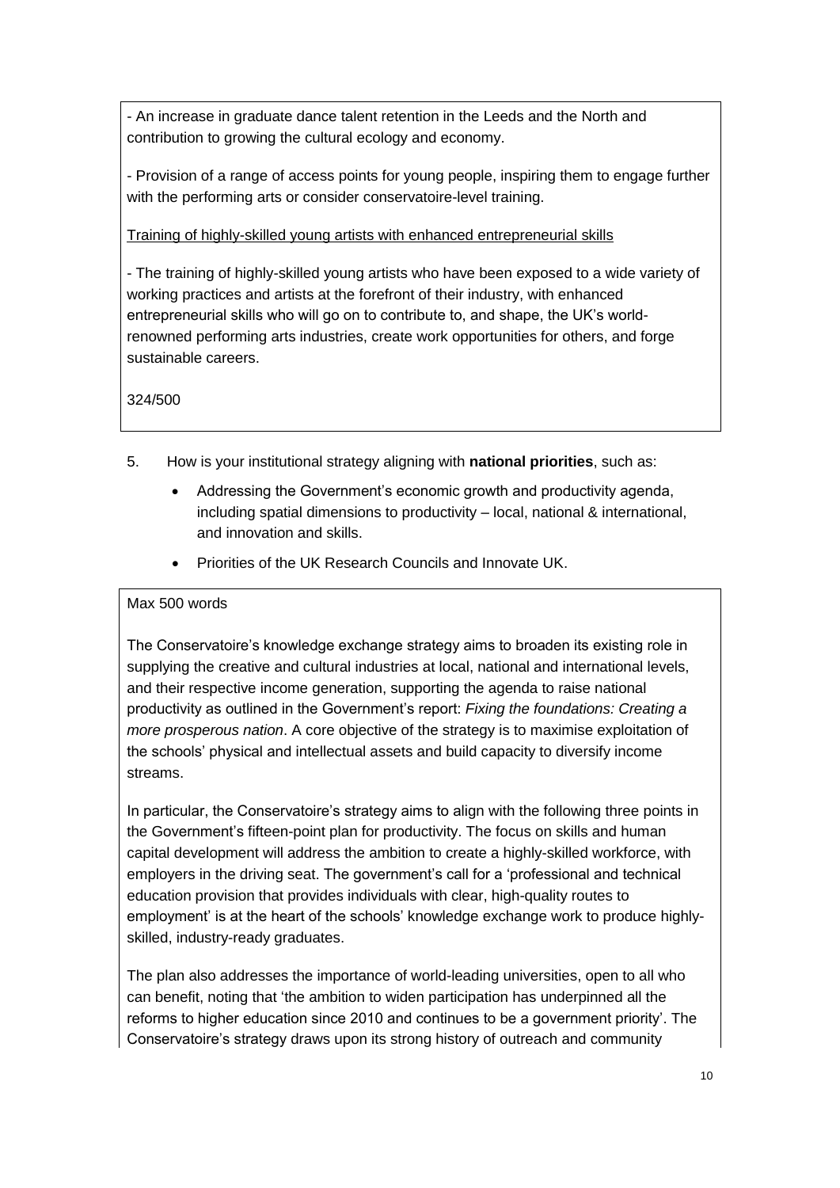- An increase in graduate dance talent retention in the Leeds and the North and contribution to growing the cultural ecology and economy.

- Provision of a range of access points for young people, inspiring them to engage further with the performing arts or consider conservatoire-level training.

Training of highly-skilled young artists with enhanced entrepreneurial skills

- The training of highly-skilled young artists who have been exposed to a wide variety of working practices and artists at the forefront of their industry, with enhanced entrepreneurial skills who will go on to contribute to, and shape, the UK's world-renowned performing arts industries, create work opportunities for others, and forge sustainable careers.

324/500

5. How is your institutional strategy aligning with **national priorities**, such as:

   - Addressing the Government's economic growth and productivity agenda, including spatial dimensions to productivity – local, national & international, and innovation and skills.
   - Priorities of the UK Research Councils and Innovate UK.

Max 500 words

The Conservatoire's knowledge exchange strategy aims to broaden its existing role in supplying the creative and cultural industries at local, national and international levels, and their respective income generation, supporting the agenda to raise national productivity as outlined in the Government's report: *Fixing the foundations: Creating a more prosperous nation*. A core objective of the strategy is to maximise exploitation of the schools' physical and intellectual assets and build capacity to diversify income streams.

In particular, the Conservatoire's strategy aims to align with the following three points in the Government's fifteen-point plan for productivity. The focus on skills and human capital development will address the ambition to create a highly-skilled workforce, with employers in the driving seat. The government's call for a 'professional and technical education provision that provides individuals with clear, high-quality routes to employment' is at the heart of the schools' knowledge exchange work to produce highly-skilled, industry-ready graduates.

The plan also addresses the importance of world-leading universities, open to all who can benefit, noting that 'the ambition to widen participation has underpinned all the reforms to higher education since 2010 and continues to be a government priority'. The Conservatoire's strategy draws upon its strong history of outreach and community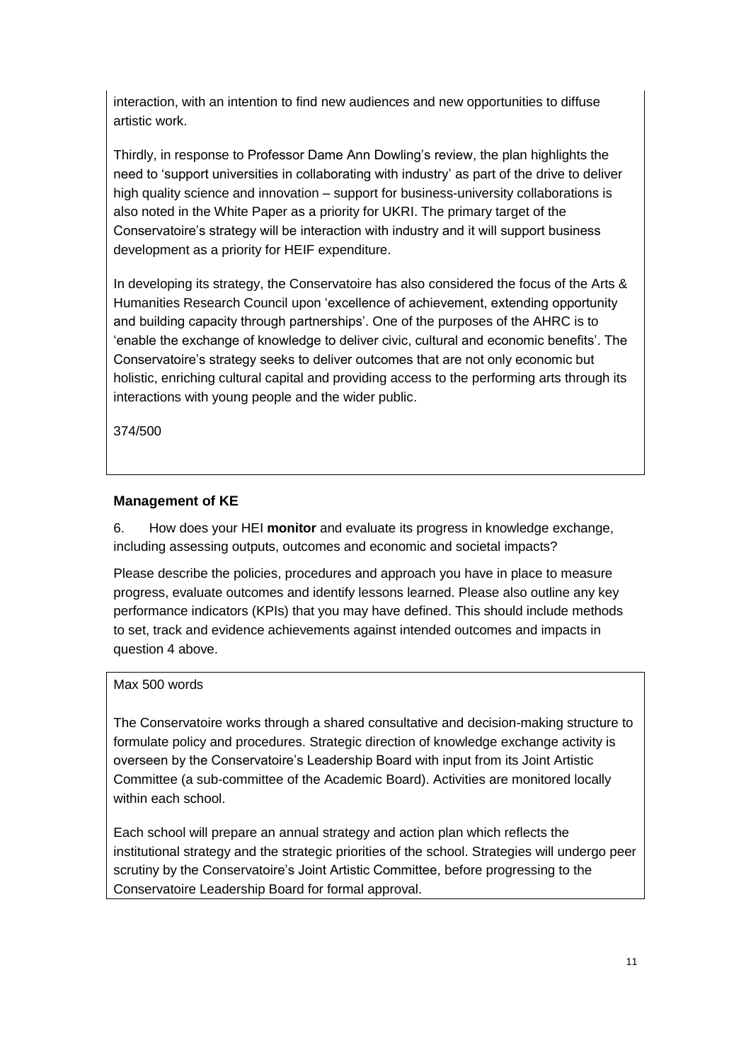interaction, with an intention to find new audiences and new opportunities to diffuse artistic work.

Thirdly, in response to Professor Dame Ann Dowling's review, the plan highlights the need to 'support universities in collaborating with industry' as part of the drive to deliver high quality science and innovation – support for business-university collaborations is also noted in the White Paper as a priority for UKRI. The primary target of the Conservatoire's strategy will be interaction with industry and it will support business development as a priority for HEIF expenditure.

In developing its strategy, the Conservatoire has also considered the focus of the Arts & Humanities Research Council upon 'excellence of achievement, extending opportunity and building capacity through partnerships'. One of the purposes of the AHRC is to 'enable the exchange of knowledge to deliver civic, cultural and economic benefits'. The Conservatoire's strategy seeks to deliver outcomes that are not only economic but holistic, enriching cultural capital and providing access to the performing arts through its interactions with young people and the wider public.

374/500

### Management of KE

6. How does your HEI **monitor** and evaluate its progress in knowledge exchange, including assessing outputs, outcomes and economic and societal impacts?

Please describe the policies, procedures and approach you have in place to measure progress, evaluate outcomes and identify lessons learned. Please also outline any key performance indicators (KPIs) that you may have defined. This should include methods to set, track and evidence achievements against intended outcomes and impacts in question 4 above.

Max 500 words

The Conservatoire works through a shared consultative and decision-making structure to formulate policy and procedures. Strategic direction of knowledge exchange activity is overseen by the Conservatoire's Leadership Board with input from its Joint Artistic Committee (a sub-committee of the Academic Board). Activities are monitored locally within each school.

Each school will prepare an annual strategy and action plan which reflects the institutional strategy and the strategic priorities of the school. Strategies will undergo peer scrutiny by the Conservatoire's Joint Artistic Committee, before progressing to the Conservatoire Leadership Board for formal approval.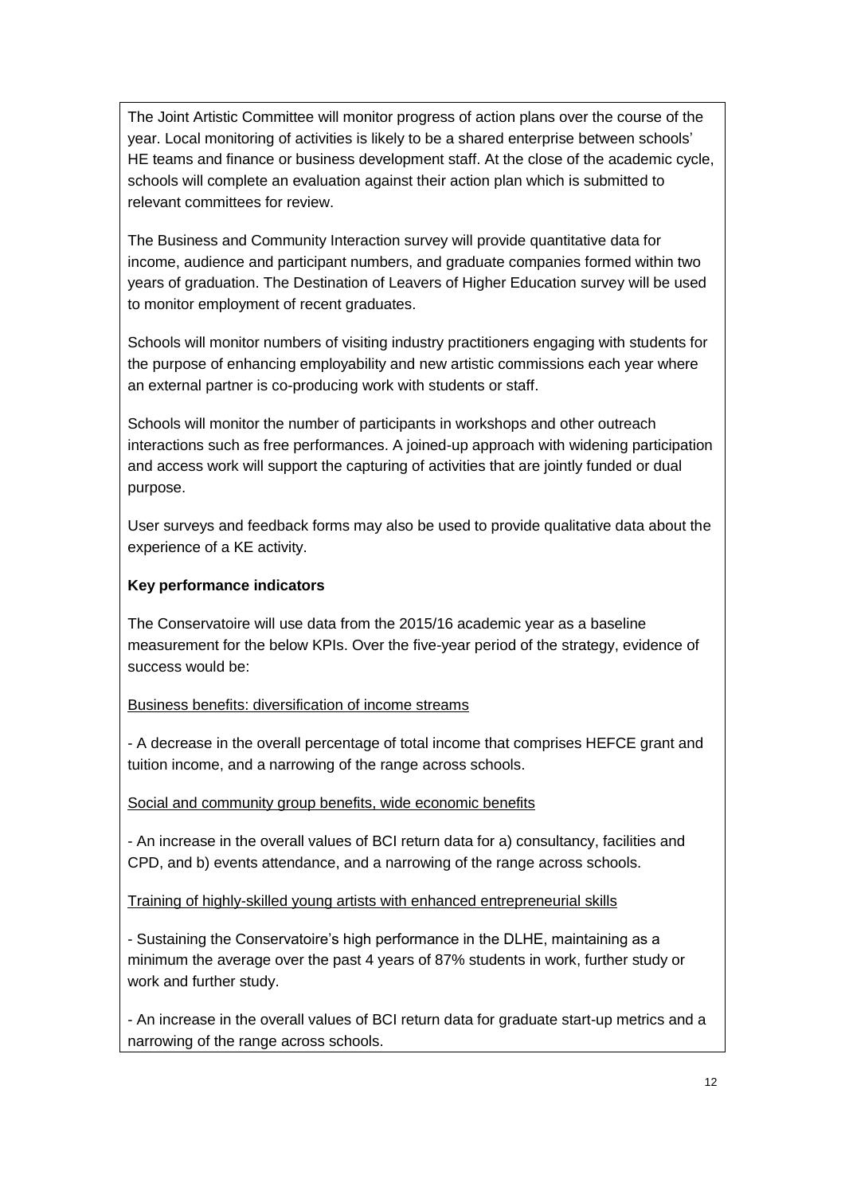The Joint Artistic Committee will monitor progress of action plans over the course of the year. Local monitoring of activities is likely to be a shared enterprise between schools' HE teams and finance or business development staff. At the close of the academic cycle, schools will complete an evaluation against their action plan which is submitted to relevant committees for review.

The Business and Community Interaction survey will provide quantitative data for income, audience and participant numbers, and graduate companies formed within two years of graduation. The Destination of Leavers of Higher Education survey will be used to monitor employment of recent graduates.

Schools will monitor numbers of visiting industry practitioners engaging with students for the purpose of enhancing employability and new artistic commissions each year where an external partner is co-producing work with students or staff.

Schools will monitor the number of participants in workshops and other outreach interactions such as free performances. A joined-up approach with widening participation and access work will support the capturing of activities that are jointly funded or dual purpose.

User surveys and feedback forms may also be used to provide qualitative data about the experience of a KE activity.

**Key performance indicators**

The Conservatoire will use data from the 2015/16 academic year as a baseline measurement for the below KPIs. Over the five-year period of the strategy, evidence of success would be:

<u>Business benefits: diversification of income streams</u>

- A decrease in the overall percentage of total income that comprises HEFCE grant and tuition income, and a narrowing of the range across schools.

<u>Social and community group benefits, wide economic benefits</u>

- An increase in the overall values of BCI return data for a) consultancy, facilities and CPD, and b) events attendance, and a narrowing of the range across schools.

<u>Training of highly-skilled young artists with enhanced entrepreneurial skills</u>

- Sustaining the Conservatoire's high performance in the DLHE, maintaining as a minimum the average over the past 4 years of 87% students in work, further study or work and further study.

- An increase in the overall values of BCI return data for graduate start-up metrics and a narrowing of the range across schools.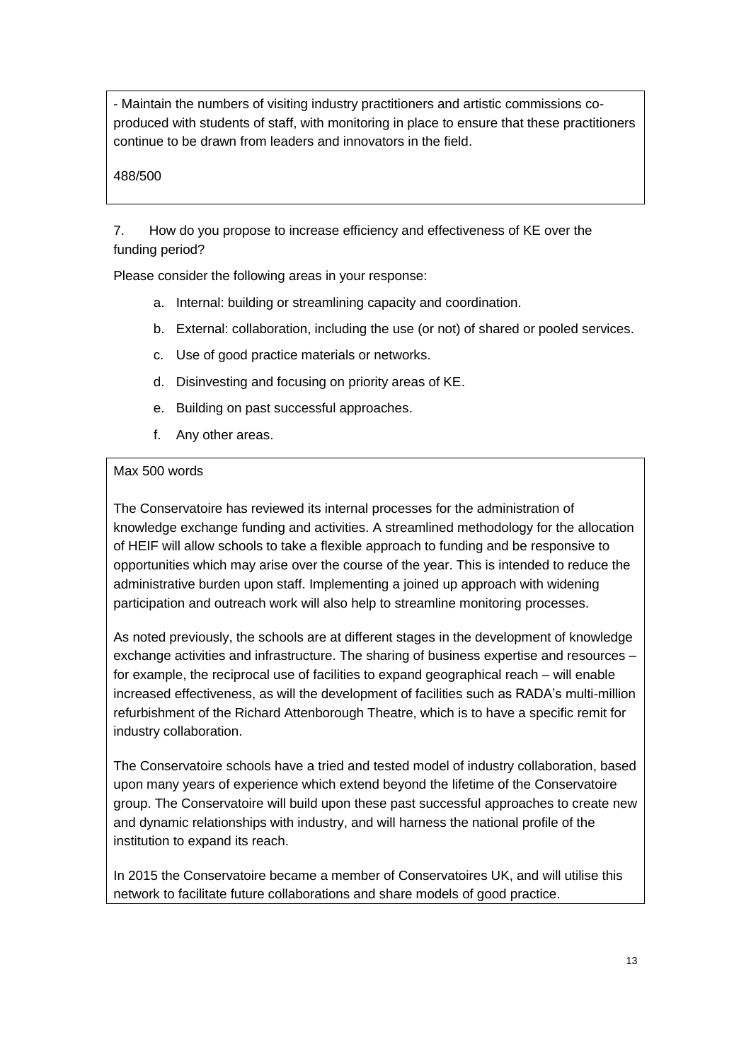- Maintain the numbers of visiting industry practitioners and artistic commissions co-produced with students of staff, with monitoring in place to ensure that these practitioners continue to be drawn from leaders and innovators in the field.

488/500

7. How do you propose to increase efficiency and effectiveness of KE over the funding period?

Please consider the following areas in your response:

a. Internal: building or streamlining capacity and coordination.
b. External: collaboration, including the use (or not) of shared or pooled services.
c. Use of good practice materials or networks.
d. Disinvesting and focusing on priority areas of KE.
e. Building on past successful approaches.
f. Any other areas.

Max 500 words

The Conservatoire has reviewed its internal processes for the administration of knowledge exchange funding and activities. A streamlined methodology for the allocation of HEIF will allow schools to take a flexible approach to funding and be responsive to opportunities which may arise over the course of the year. This is intended to reduce the administrative burden upon staff. Implementing a joined up approach with widening participation and outreach work will also help to streamline monitoring processes.

As noted previously, the schools are at different stages in the development of knowledge exchange activities and infrastructure. The sharing of business expertise and resources – for example, the reciprocal use of facilities to expand geographical reach – will enable increased effectiveness, as will the development of facilities such as RADA's multi-million refurbishment of the Richard Attenborough Theatre, which is to have a specific remit for industry collaboration.

The Conservatoire schools have a tried and tested model of industry collaboration, based upon many years of experience which extend beyond the lifetime of the Conservatoire group. The Conservatoire will build upon these past successful approaches to create new and dynamic relationships with industry, and will harness the national profile of the institution to expand its reach.

In 2015 the Conservatoire became a member of Conservatoires UK, and will utilise this network to facilitate future collaborations and share models of good practice.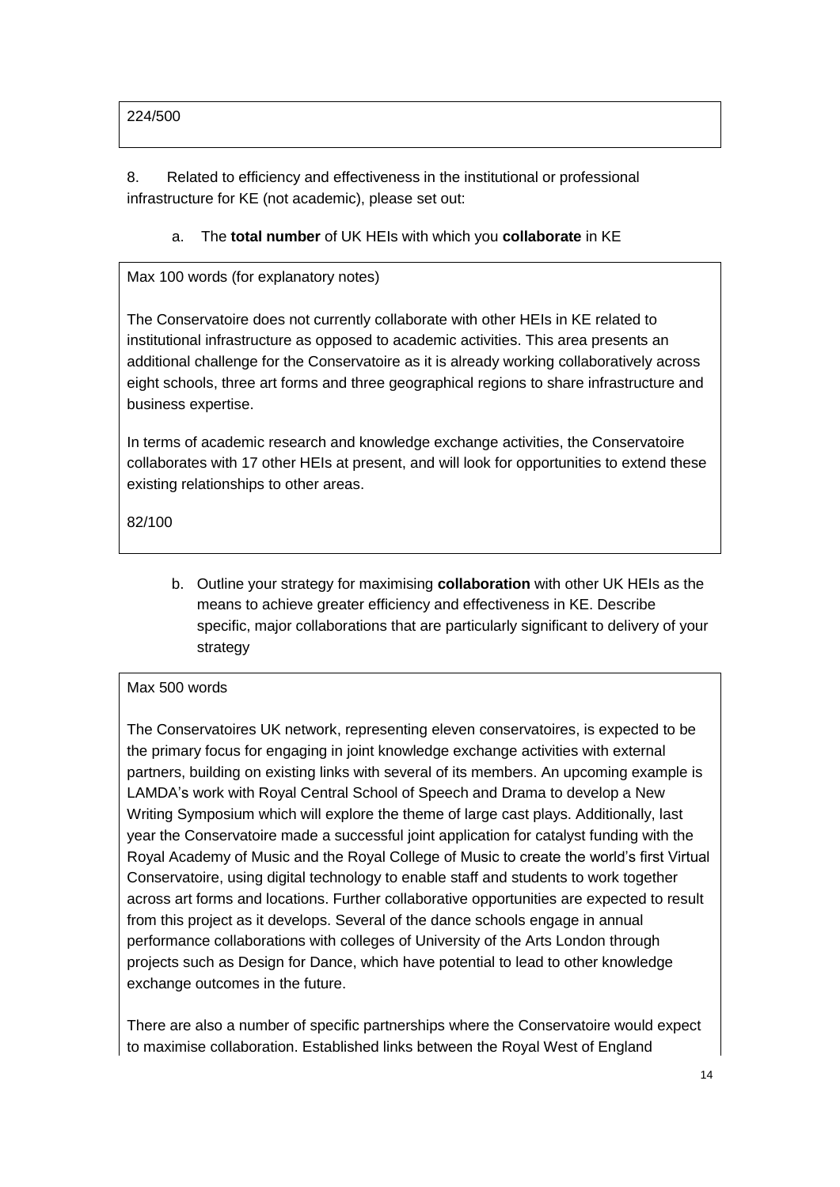224/500

8. Related to efficiency and effectiveness in the institutional or professional infrastructure for KE (not academic), please set out:

a. The **total number** of UK HEIs with which you **collaborate** in KE

Max 100 words (for explanatory notes)

The Conservatoire does not currently collaborate with other HEIs in KE related to institutional infrastructure as opposed to academic activities. This area presents an additional challenge for the Conservatoire as it is already working collaboratively across eight schools, three art forms and three geographical regions to share infrastructure and business expertise.

In terms of academic research and knowledge exchange activities, the Conservatoire collaborates with 17 other HEIs at present, and will look for opportunities to extend these existing relationships to other areas.

82/100

b. Outline your strategy for maximising **collaboration** with other UK HEIs as the means to achieve greater efficiency and effectiveness in KE. Describe specific, major collaborations that are particularly significant to delivery of your strategy

Max 500 words

The Conservatoires UK network, representing eleven conservatoires, is expected to be the primary focus for engaging in joint knowledge exchange activities with external partners, building on existing links with several of its members. An upcoming example is LAMDA's work with Royal Central School of Speech and Drama to develop a New Writing Symposium which will explore the theme of large cast plays. Additionally, last year the Conservatoire made a successful joint application for catalyst funding with the Royal Academy of Music and the Royal College of Music to create the world's first Virtual Conservatoire, using digital technology to enable staff and students to work together across art forms and locations. Further collaborative opportunities are expected to result from this project as it develops. Several of the dance schools engage in annual performance collaborations with colleges of University of the Arts London through projects such as Design for Dance, which have potential to lead to other knowledge exchange outcomes in the future.

There are also a number of specific partnerships where the Conservatoire would expect to maximise collaboration. Established links between the Royal West of England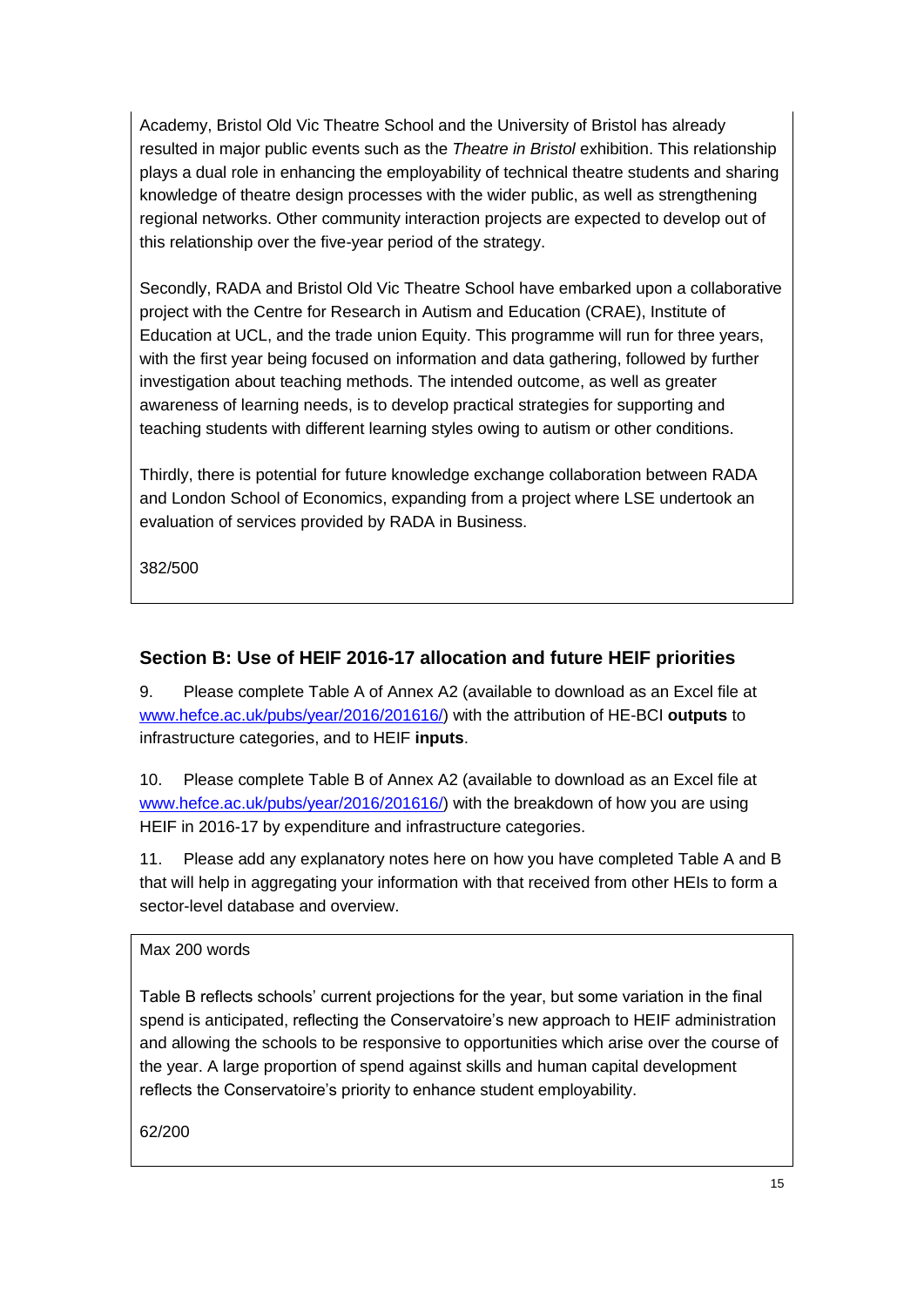Academy, Bristol Old Vic Theatre School and the University of Bristol has already resulted in major public events such as the *Theatre in Bristol* exhibition. This relationship plays a dual role in enhancing the employability of technical theatre students and sharing knowledge of theatre design processes with the wider public, as well as strengthening regional networks. Other community interaction projects are expected to develop out of this relationship over the five-year period of the strategy.

Secondly, RADA and Bristol Old Vic Theatre School have embarked upon a collaborative project with the Centre for Research in Autism and Education (CRAE), Institute of Education at UCL, and the trade union Equity. This programme will run for three years, with the first year being focused on information and data gathering, followed by further investigation about teaching methods. The intended outcome, as well as greater awareness of learning needs, is to develop practical strategies for supporting and teaching students with different learning styles owing to autism or other conditions.

Thirdly, there is potential for future knowledge exchange collaboration between RADA and London School of Economics, expanding from a project where LSE undertook an evaluation of services provided by RADA in Business.

382/500

## Section B: Use of HEIF 2016-17 allocation and future HEIF priorities

9. Please complete Table A of Annex A2 (available to download as an Excel file at [www.hefce.ac.uk/pubs/year/2016/201616/](www.hefce.ac.uk/pubs/year/2016/201616/)) with the attribution of HE-BCI **outputs** to infrastructure categories, and to HEIF **inputs**.

10. Please complete Table B of Annex A2 (available to download as an Excel file at [www.hefce.ac.uk/pubs/year/2016/201616/](www.hefce.ac.uk/pubs/year/2016/201616/)) with the breakdown of how you are using HEIF in 2016-17 by expenditure and infrastructure categories.

11. Please add any explanatory notes here on how you have completed Table A and B that will help in aggregating your information with that received from other HEIs to form a sector-level database and overview.

Max 200 words

Table B reflects schools' current projections for the year, but some variation in the final spend is anticipated, reflecting the Conservatoire's new approach to HEIF administration and allowing the schools to be responsive to opportunities which arise over the course of the year. A large proportion of spend against skills and human capital development reflects the Conservatoire's priority to enhance student employability.

62/200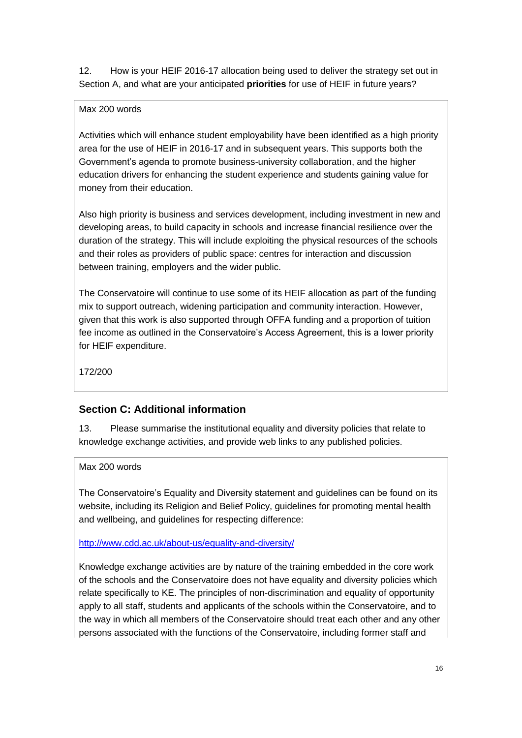12. How is your HEIF 2016-17 allocation being used to deliver the strategy set out in Section A, and what are your anticipated **priorities** for use of HEIF in future years?

Max 200 words

Activities which will enhance student employability have been identified as a high priority area for the use of HEIF in 2016-17 and in subsequent years. This supports both the Government's agenda to promote business-university collaboration, and the higher education drivers for enhancing the student experience and students gaining value for money from their education.

Also high priority is business and services development, including investment in new and developing areas, to build capacity in schools and increase financial resilience over the duration of the strategy. This will include exploiting the physical resources of the schools and their roles as providers of public space: centres for interaction and discussion between training, employers and the wider public.

The Conservatoire will continue to use some of its HEIF allocation as part of the funding mix to support outreach, widening participation and community interaction. However, given that this work is also supported through OFFA funding and a proportion of tuition fee income as outlined in the Conservatoire's Access Agreement, this is a lower priority for HEIF expenditure.

172/200

## Section C: Additional information

13. Please summarise the institutional equality and diversity policies that relate to knowledge exchange activities, and provide web links to any published policies.

Max 200 words

The Conservatoire's Equality and Diversity statement and guidelines can be found on its website, including its Religion and Belief Policy, guidelines for promoting mental health and wellbeing, and guidelines for respecting difference:

http://www.cdd.ac.uk/about-us/equality-and-diversity/

Knowledge exchange activities are by nature of the training embedded in the core work of the schools and the Conservatoire does not have equality and diversity policies which relate specifically to KE. The principles of non-discrimination and equality of opportunity apply to all staff, students and applicants of the schools within the Conservatoire, and to the way in which all members of the Conservatoire should treat each other and any other persons associated with the functions of the Conservatoire, including former staff and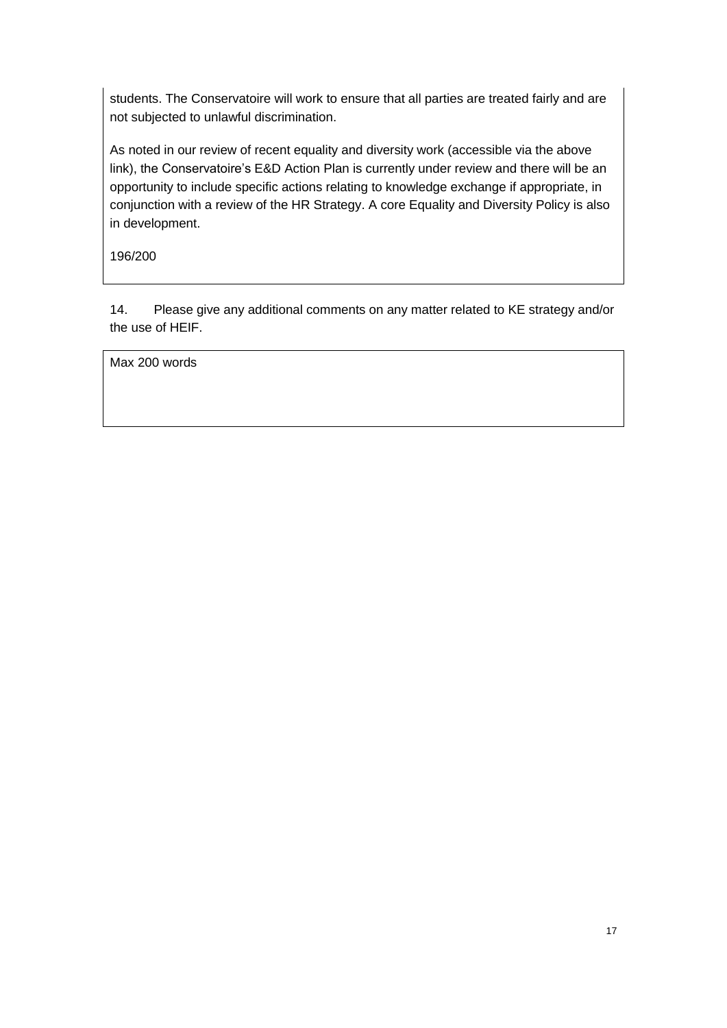students. The Conservatoire will work to ensure that all parties are treated fairly and are not subjected to unlawful discrimination.

As noted in our review of recent equality and diversity work (accessible via the above link), the Conservatoire's E&D Action Plan is currently under review and there will be an opportunity to include specific actions relating to knowledge exchange if appropriate, in conjunction with a review of the HR Strategy. A core Equality and Diversity Policy is also in development.

196/200

14. Please give any additional comments on any matter related to KE strategy and/or the use of HEIF.

Max 200 words